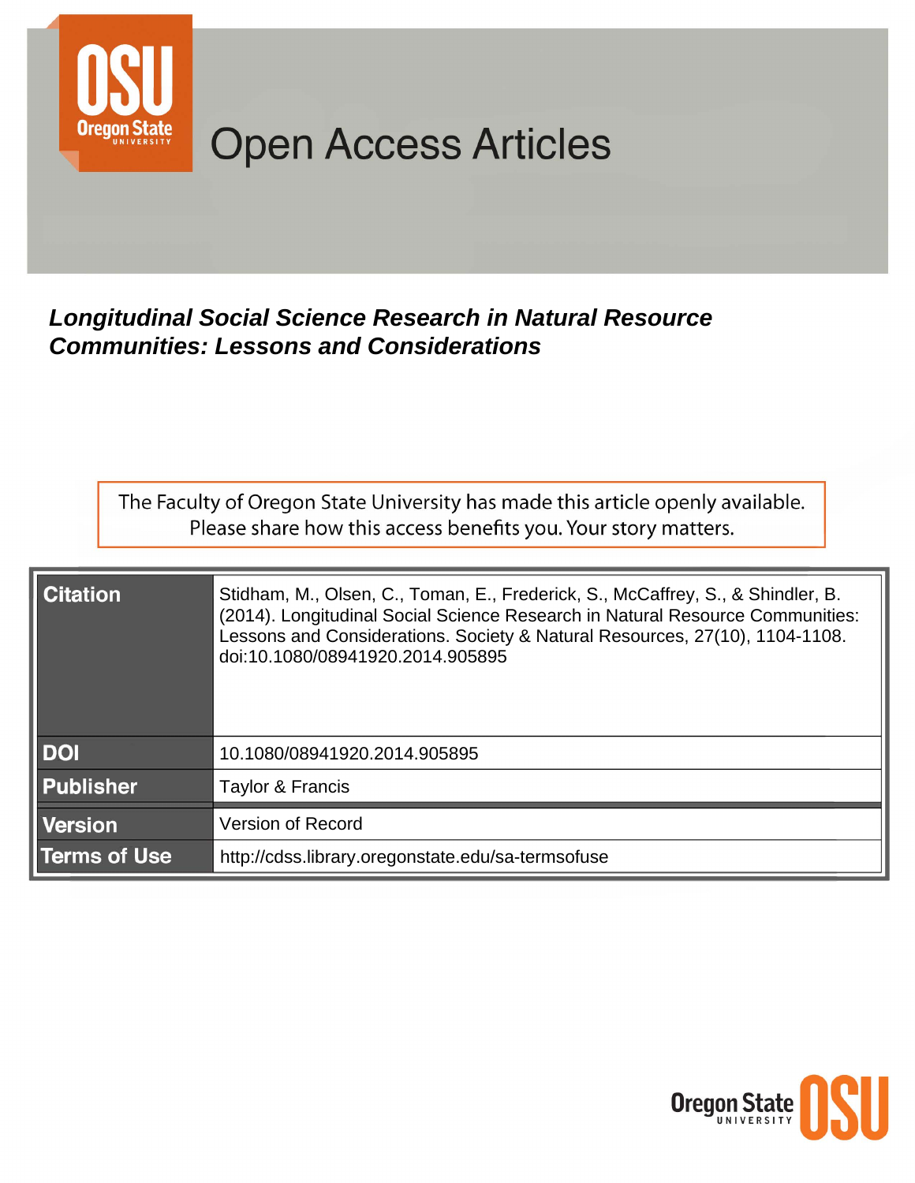# Open Access Articles

## *Longitudinal Social Science Research in Natural Resource Communities: Lessons and Considerations*

The Faculty of Oregon State University has made this article openly available. Please share how this access benefits you. Your story matters.

| | |
|---|---|
| **Citation** | Stidham, M., Olsen, C., Toman, E., Frederick, S., McCaffrey, S., & Shindler, B. (2014). Longitudinal Social Science Research in Natural Resource Communities: Lessons and Considerations. Society & Natural Resources, 27(10), 1104-1108. doi:10.1080/08941920.2014.905895 |
| **DOI** | 10.1080/08941920.2014.905895 |
| **Publisher** | Taylor & Francis |
| **Version** | Version of Record |
| **Terms of Use** | http://cdss.library.oregonstate.edu/sa-termsofuse |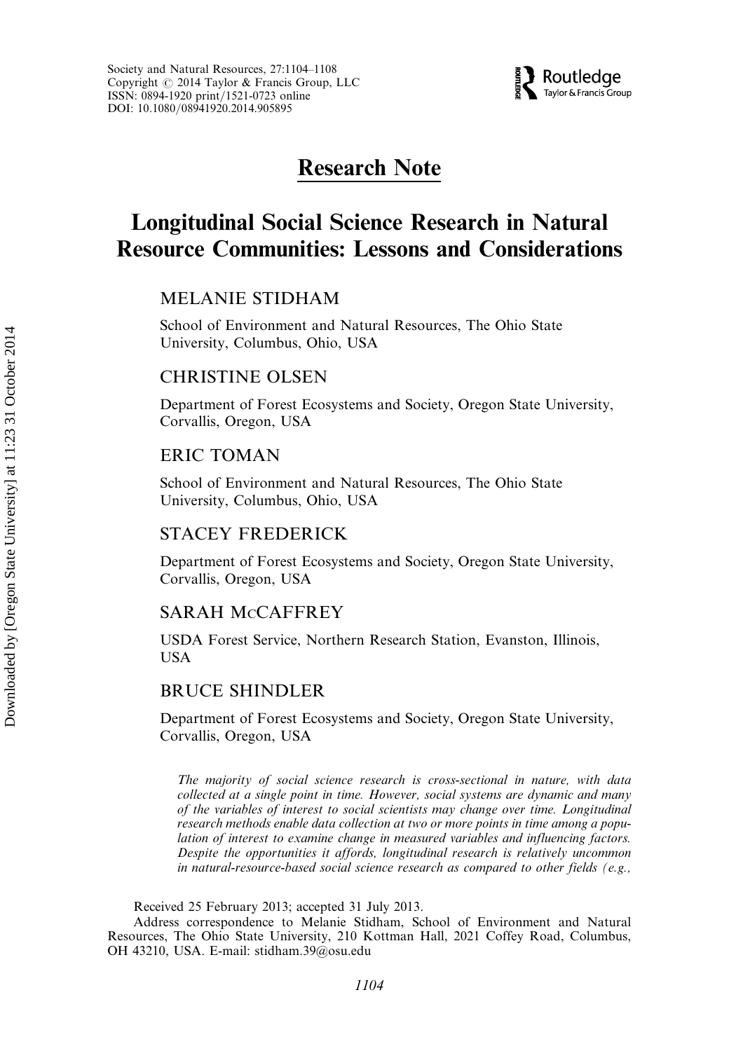# Research Note

# Longitudinal Social Science Research in Natural Resource Communities: Lessons and Considerations

MELANIE STIDHAM

School of Environment and Natural Resources, The Ohio State University, Columbus, Ohio, USA

CHRISTINE OLSEN

Department of Forest Ecosystems and Society, Oregon State University, Corvallis, Oregon, USA

ERIC TOMAN

School of Environment and Natural Resources, The Ohio State University, Columbus, Ohio, USA

STACEY FREDERICK

Department of Forest Ecosystems and Society, Oregon State University, Corvallis, Oregon, USA

SARAH McCAFFREY

USDA Forest Service, Northern Research Station, Evanston, Illinois, USA

BRUCE SHINDLER

Department of Forest Ecosystems and Society, Oregon State University, Corvallis, Oregon, USA

*The majority of social science research is cross-sectional in nature, with data collected at a single point in time. However, social systems are dynamic and many of the variables of interest to social scientists may change over time. Longitudinal research methods enable data collection at two or more points in time among a population of interest to examine change in measured variables and influencing factors. Despite the opportunities it affords, longitudinal research is relatively uncommon in natural-resource-based social science research as compared to other fields (e.g.,*

Received 25 February 2013; accepted 31 July 2013.

Address correspondence to Melanie Stidham, School of Environment and Natural Resources, The Ohio State University, 210 Kottman Hall, 2021 Coffey Road, Columbus, OH 43210, USA. E-mail: stidham.39@osu.edu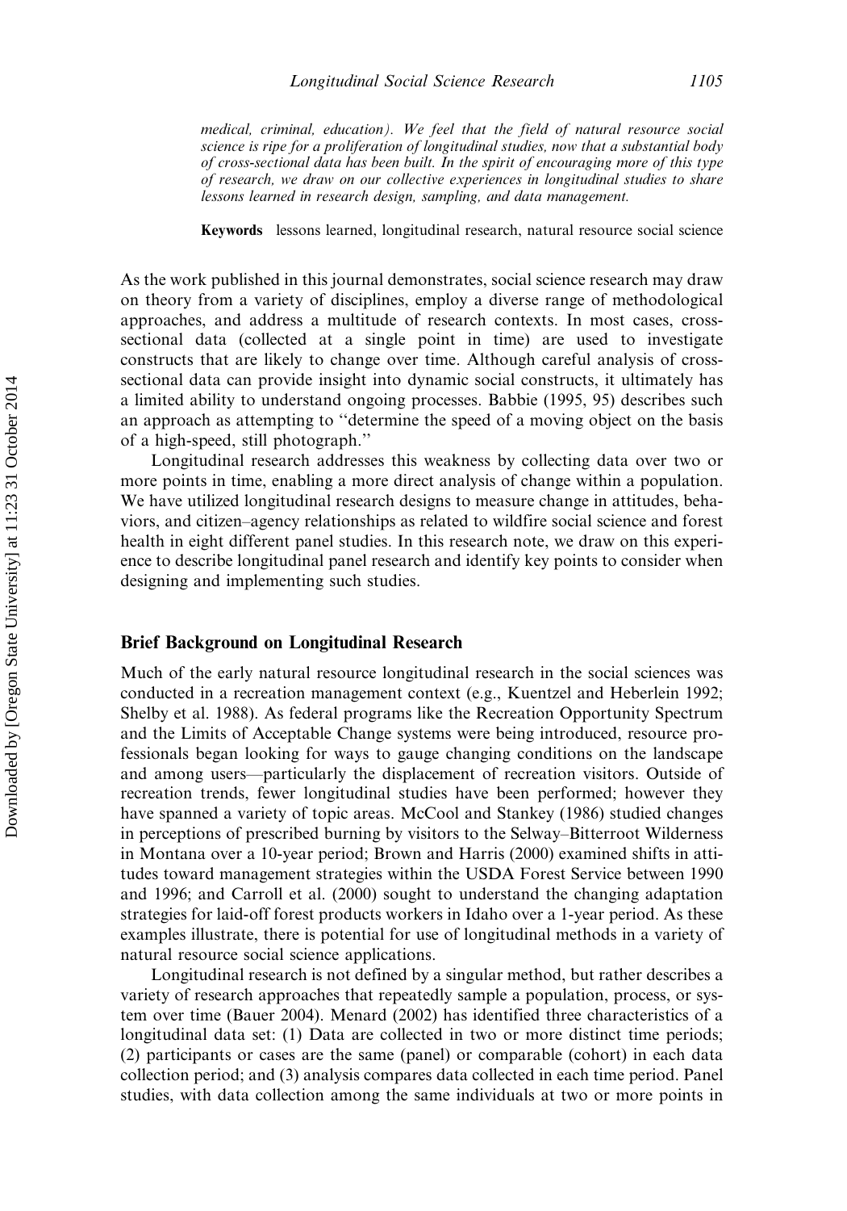*medical, criminal, education). We feel that the field of natural resource social science is ripe for a proliferation of longitudinal studies, now that a substantial body of cross-sectional data has been built. In the spirit of encouraging more of this type of research, we draw on our collective experiences in longitudinal studies to share lessons learned in research design, sampling, and data management.*

**Keywords** lessons learned, longitudinal research, natural resource social science

As the work published in this journal demonstrates, social science research may draw on theory from a variety of disciplines, employ a diverse range of methodological approaches, and address a multitude of research contexts. In most cases, cross-sectional data (collected at a single point in time) are used to investigate constructs that are likely to change over time. Although careful analysis of cross-sectional data can provide insight into dynamic social constructs, it ultimately has a limited ability to understand ongoing processes. Babbie (1995, 95) describes such an approach as attempting to "determine the speed of a moving object on the basis of a high-speed, still photograph."

Longitudinal research addresses this weakness by collecting data over two or more points in time, enabling a more direct analysis of change within a population. We have utilized longitudinal research designs to measure change in attitudes, behaviors, and citizen–agency relationships as related to wildfire social science and forest health in eight different panel studies. In this research note, we draw on this experience to describe longitudinal panel research and identify key points to consider when designing and implementing such studies.

## Brief Background on Longitudinal Research

Much of the early natural resource longitudinal research in the social sciences was conducted in a recreation management context (e.g., Kuentzel and Heberlein 1992; Shelby et al. 1988). As federal programs like the Recreation Opportunity Spectrum and the Limits of Acceptable Change systems were being introduced, resource professionals began looking for ways to gauge changing conditions on the landscape and among users—particularly the displacement of recreation visitors. Outside of recreation trends, fewer longitudinal studies have been performed; however they have spanned a variety of topic areas. McCool and Stankey (1986) studied changes in perceptions of prescribed burning by visitors to the Selway–Bitterroot Wilderness in Montana over a 10-year period; Brown and Harris (2000) examined shifts in attitudes toward management strategies within the USDA Forest Service between 1990 and 1996; and Carroll et al. (2000) sought to understand the changing adaptation strategies for laid-off forest products workers in Idaho over a 1-year period. As these examples illustrate, there is potential for use of longitudinal methods in a variety of natural resource social science applications.

Longitudinal research is not defined by a singular method, but rather describes a variety of research approaches that repeatedly sample a population, process, or system over time (Bauer 2004). Menard (2002) has identified three characteristics of a longitudinal data set: (1) Data are collected in two or more distinct time periods; (2) participants or cases are the same (panel) or comparable (cohort) in each data collection period; and (3) analysis compares data collected in each time period. Panel studies, with data collection among the same individuals at two or more points in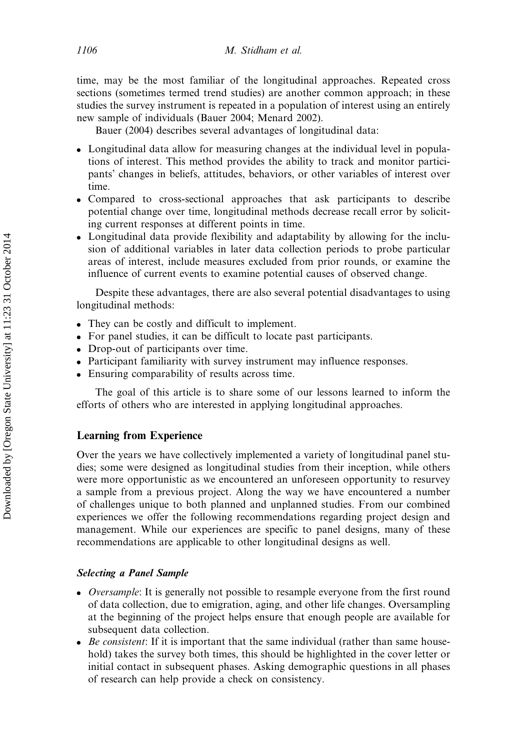time, may be the most familiar of the longitudinal approaches. Repeated cross sections (sometimes termed trend studies) are another common approach; in these studies the survey instrument is repeated in a population of interest using an entirely new sample of individuals (Bauer 2004; Menard 2002).

Bauer (2004) describes several advantages of longitudinal data:

- Longitudinal data allow for measuring changes at the individual level in populations of interest. This method provides the ability to track and monitor participants' changes in beliefs, attitudes, behaviors, or other variables of interest over time.
- Compared to cross-sectional approaches that ask participants to describe potential change over time, longitudinal methods decrease recall error by soliciting current responses at different points in time.
- Longitudinal data provide flexibility and adaptability by allowing for the inclusion of additional variables in later data collection periods to probe particular areas of interest, include measures excluded from prior rounds, or examine the influence of current events to examine potential causes of observed change.

Despite these advantages, there are also several potential disadvantages to using longitudinal methods:

- They can be costly and difficult to implement.
- For panel studies, it can be difficult to locate past participants.
- Drop-out of participants over time.
- Participant familiarity with survey instrument may influence responses.
- Ensuring comparability of results across time.

The goal of this article is to share some of our lessons learned to inform the efforts of others who are interested in applying longitudinal approaches.

## Learning from Experience

Over the years we have collectively implemented a variety of longitudinal panel studies; some were designed as longitudinal studies from their inception, while others were more opportunistic as we encountered an unforeseen opportunity to resurvey a sample from a previous project. Along the way we have encountered a number of challenges unique to both planned and unplanned studies. From our combined experiences we offer the following recommendations regarding project design and management. While our experiences are specific to panel designs, many of these recommendations are applicable to other longitudinal designs as well.

### *Selecting a Panel Sample*

- *Oversample*: It is generally not possible to resample everyone from the first round of data collection, due to emigration, aging, and other life changes. Oversampling at the beginning of the project helps ensure that enough people are available for subsequent data collection.
- *Be consistent*: If it is important that the same individual (rather than same household) takes the survey both times, this should be highlighted in the cover letter or initial contact in subsequent phases. Asking demographic questions in all phases of research can help provide a check on consistency.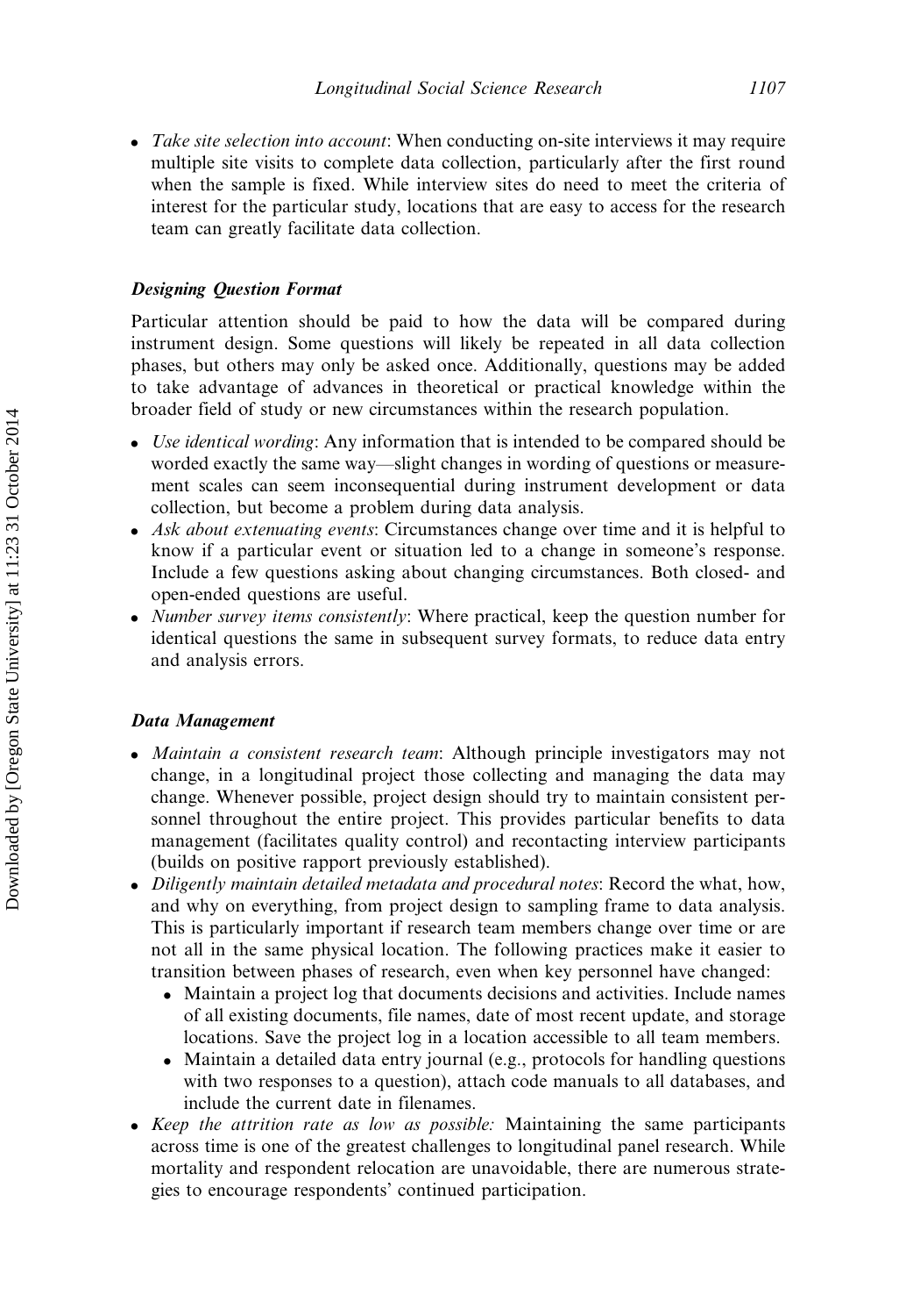- *Take site selection into account*: When conducting on-site interviews it may require multiple site visits to complete data collection, particularly after the first round when the sample is fixed. While interview sites do need to meet the criteria of interest for the particular study, locations that are easy to access for the research team can greatly facilitate data collection.

### *Designing Question Format*

Particular attention should be paid to how the data will be compared during instrument design. Some questions will likely be repeated in all data collection phases, but others may only be asked once. Additionally, questions may be added to take advantage of advances in theoretical or practical knowledge within the broader field of study or new circumstances within the research population.

- *Use identical wording*: Any information that is intended to be compared should be worded exactly the same way—slight changes in wording of questions or measurement scales can seem inconsequential during instrument development or data collection, but become a problem during data analysis.
- *Ask about extenuating events*: Circumstances change over time and it is helpful to know if a particular event or situation led to a change in someone's response. Include a few questions asking about changing circumstances. Both closed- and open-ended questions are useful.
- *Number survey items consistently*: Where practical, keep the question number for identical questions the same in subsequent survey formats, to reduce data entry and analysis errors.

### *Data Management*

- *Maintain a consistent research team*: Although principle investigators may not change, in a longitudinal project those collecting and managing the data may change. Whenever possible, project design should try to maintain consistent personnel throughout the entire project. This provides particular benefits to data management (facilitates quality control) and recontacting interview participants (builds on positive rapport previously established).
- *Diligently maintain detailed metadata and procedural notes*: Record the what, how, and why on everything, from project design to sampling frame to data analysis. This is particularly important if research team members change over time or are not all in the same physical location. The following practices make it easier to transition between phases of research, even when key personnel have changed:
  - Maintain a project log that documents decisions and activities. Include names of all existing documents, file names, date of most recent update, and storage locations. Save the project log in a location accessible to all team members.
  - Maintain a detailed data entry journal (e.g., protocols for handling questions with two responses to a question), attach code manuals to all databases, and include the current date in filenames.
- *Keep the attrition rate as low as possible:* Maintaining the same participants across time is one of the greatest challenges to longitudinal panel research. While mortality and respondent relocation are unavoidable, there are numerous strategies to encourage respondents' continued participation.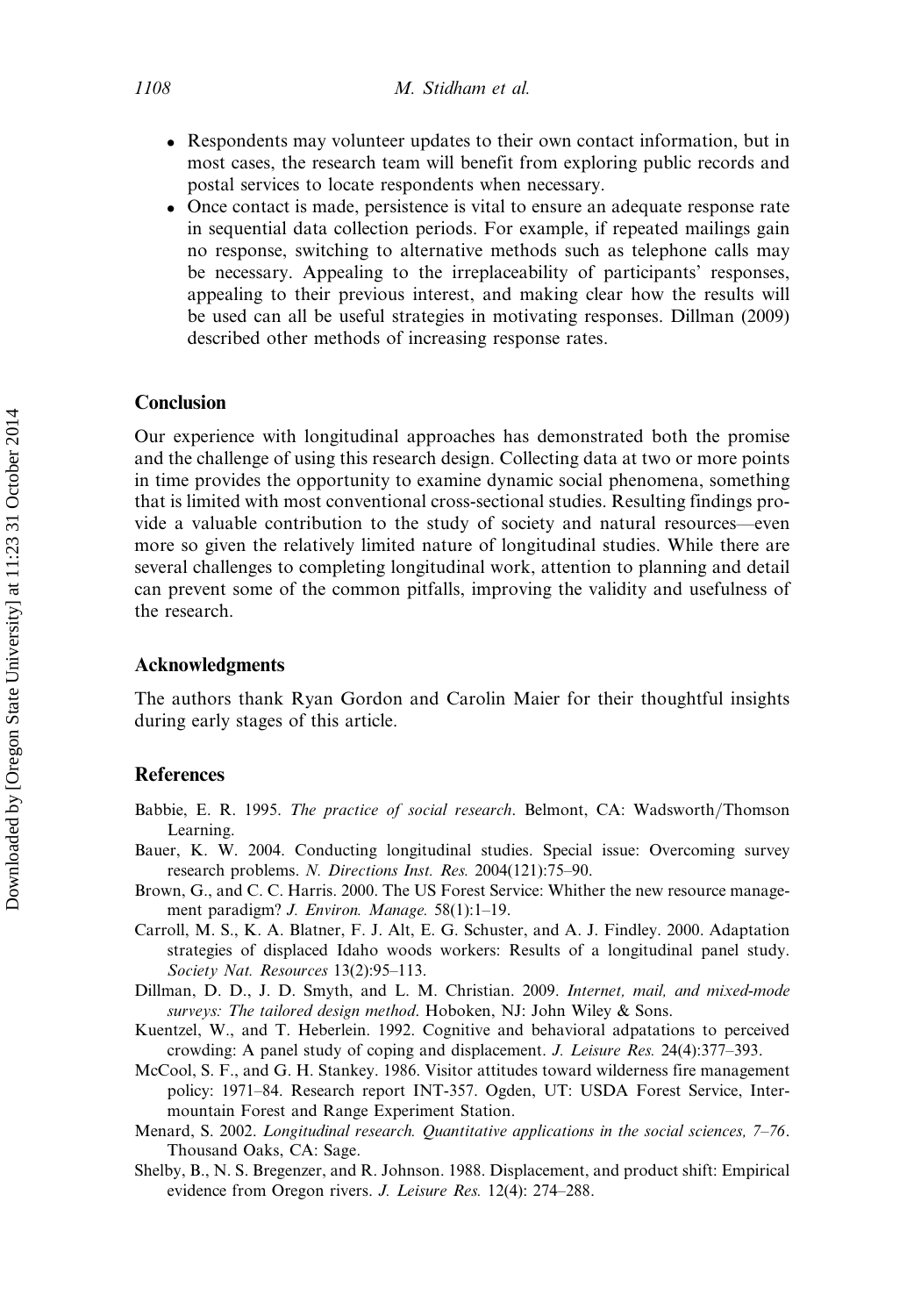- Respondents may volunteer updates to their own contact information, but in most cases, the research team will benefit from exploring public records and postal services to locate respondents when necessary.
- Once contact is made, persistence is vital to ensure an adequate response rate in sequential data collection periods. For example, if repeated mailings gain no response, switching to alternative methods such as telephone calls may be necessary. Appealing to the irreplaceability of participants' responses, appealing to their previous interest, and making clear how the results will be used can all be useful strategies in motivating responses. Dillman (2009) described other methods of increasing response rates.

## Conclusion

Our experience with longitudinal approaches has demonstrated both the promise and the challenge of using this research design. Collecting data at two or more points in time provides the opportunity to examine dynamic social phenomena, something that is limited with most conventional cross-sectional studies. Resulting findings provide a valuable contribution to the study of society and natural resources—even more so given the relatively limited nature of longitudinal studies. While there are several challenges to completing longitudinal work, attention to planning and detail can prevent some of the common pitfalls, improving the validity and usefulness of the research.

## Acknowledgments

The authors thank Ryan Gordon and Carolin Maier for their thoughtful insights during early stages of this article.

## References

Babbie, E. R. 1995. *The practice of social research*. Belmont, CA: Wadsworth/Thomson Learning.

Bauer, K. W. 2004. Conducting longitudinal studies. Special issue: Overcoming survey research problems. *N. Directions Inst. Res.* 2004(121):75–90.

Brown, G., and C. C. Harris. 2000. The US Forest Service: Whither the new resource management paradigm? *J. Environ. Manage.* 58(1):1–19.

Carroll, M. S., K. A. Blatner, F. J. Alt, E. G. Schuster, and A. J. Findley. 2000. Adaptation strategies of displaced Idaho woods workers: Results of a longitudinal panel study. *Society Nat. Resources* 13(2):95–113.

Dillman, D. D., J. D. Smyth, and L. M. Christian. 2009. *Internet, mail, and mixed-mode surveys: The tailored design method*. Hoboken, NJ: John Wiley & Sons.

Kuentzel, W., and T. Heberlein. 1992. Cognitive and behavioral adpatations to perceived crowding: A panel study of coping and displacement. *J. Leisure Res.* 24(4):377–393.

McCool, S. F., and G. H. Stankey. 1986. Visitor attitudes toward wilderness fire management policy: 1971–84. Research report INT-357. Ogden, UT: USDA Forest Service, Intermountain Forest and Range Experiment Station.

Menard, S. 2002. *Longitudinal research. Quantitative applications in the social sciences, 7–76*. Thousand Oaks, CA: Sage.

Shelby, B., N. S. Bregenzer, and R. Johnson. 1988. Displacement, and product shift: Empirical evidence from Oregon rivers. *J. Leisure Res.* 12(4): 274–288.